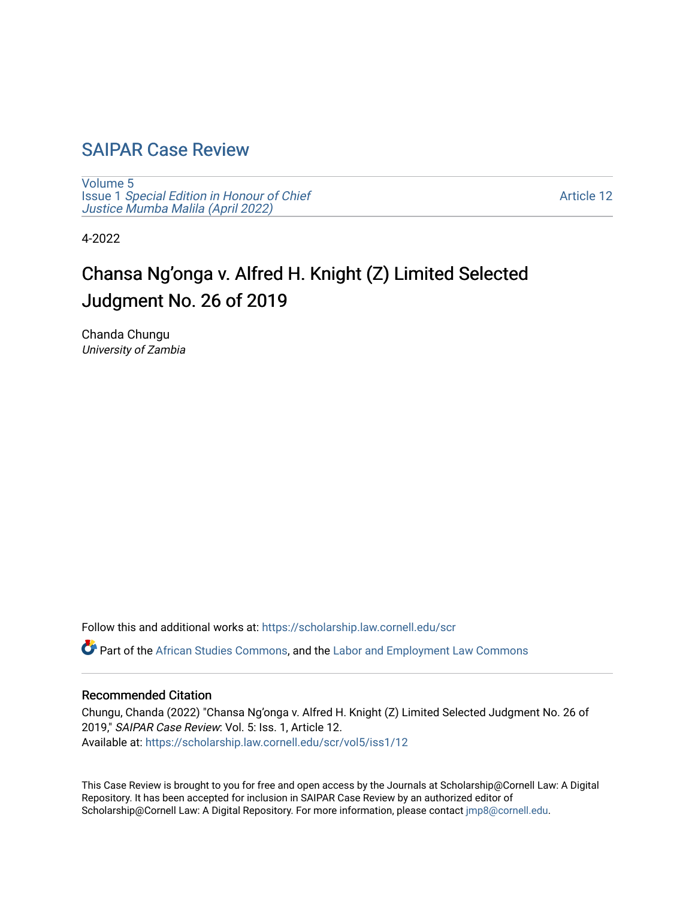# SAIPAR Case Review

Volume 5
Issue 1 *Special Edition in Honour of Chief Justice Mumba Malila (April 2022)*

Article 12

4-2022

## Chansa Ng'onga v. Alfred H. Knight (Z) Limited Selected Judgment No. 26 of 2019

Chanda Chungu
*University of Zambia*

Follow this and additional works at: https://scholarship.law.cornell.edu/scr

Part of the African Studies Commons, and the Labor and Employment Law Commons

### Recommended Citation

Chungu, Chanda (2022) "Chansa Ng'onga v. Alfred H. Knight (Z) Limited Selected Judgment No. 26 of 2019," *SAIPAR Case Review*: Vol. 5: Iss. 1, Article 12.
Available at: https://scholarship.law.cornell.edu/scr/vol5/iss1/12

This Case Review is brought to you for free and open access by the Journals at Scholarship@Cornell Law: A Digital Repository. It has been accepted for inclusion in SAIPAR Case Review by an authorized editor of Scholarship@Cornell Law: A Digital Repository. For more information, please contact jmp8@cornell.edu.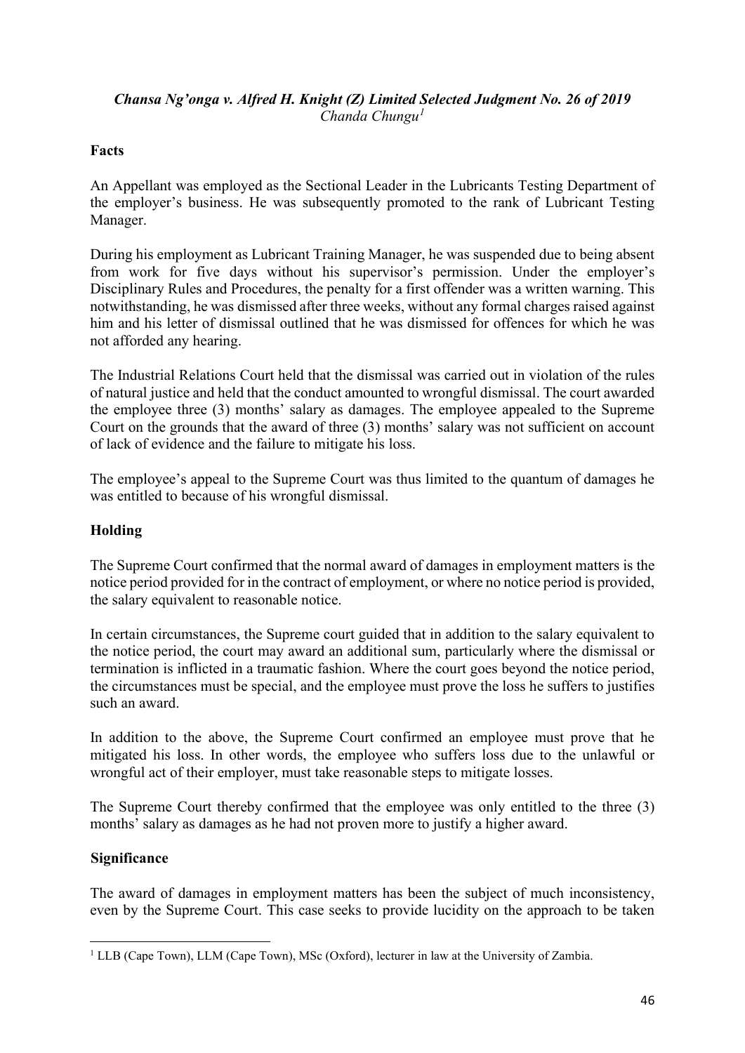***Chansa Ng'onga v. Alfred H. Knight (Z) Limited Selected Judgment No. 26 of 2019***

*Chanda Chungu*[1]

**Facts**

An Appellant was employed as the Sectional Leader in the Lubricants Testing Department of the employer's business. He was subsequently promoted to the rank of Lubricant Testing Manager.

During his employment as Lubricant Training Manager, he was suspended due to being absent from work for five days without his supervisor's permission. Under the employer's Disciplinary Rules and Procedures, the penalty for a first offender was a written warning. This notwithstanding, he was dismissed after three weeks, without any formal charges raised against him and his letter of dismissal outlined that he was dismissed for offences for which he was not afforded any hearing.

The Industrial Relations Court held that the dismissal was carried out in violation of the rules of natural justice and held that the conduct amounted to wrongful dismissal. The court awarded the employee three (3) months' salary as damages. The employee appealed to the Supreme Court on the grounds that the award of three (3) months' salary was not sufficient on account of lack of evidence and the failure to mitigate his loss.

The employee's appeal to the Supreme Court was thus limited to the quantum of damages he was entitled to because of his wrongful dismissal.

**Holding**

The Supreme Court confirmed that the normal award of damages in employment matters is the notice period provided for in the contract of employment, or where no notice period is provided, the salary equivalent to reasonable notice.

In certain circumstances, the Supreme court guided that in addition to the salary equivalent to the notice period, the court may award an additional sum, particularly where the dismissal or termination is inflicted in a traumatic fashion. Where the court goes beyond the notice period, the circumstances must be special, and the employee must prove the loss he suffers to justifies such an award.

In addition to the above, the Supreme Court confirmed an employee must prove that he mitigated his loss. In other words, the employee who suffers loss due to the unlawful or wrongful act of their employer, must take reasonable steps to mitigate losses.

The Supreme Court thereby confirmed that the employee was only entitled to the three (3) months' salary as damages as he had not proven more to justify a higher award.

**Significance**

The award of damages in employment matters has been the subject of much inconsistency, even by the Supreme Court. This case seeks to provide lucidity on the approach to be taken

[1] LLB (Cape Town), LLM (Cape Town), MSc (Oxford), lecturer in law at the University of Zambia.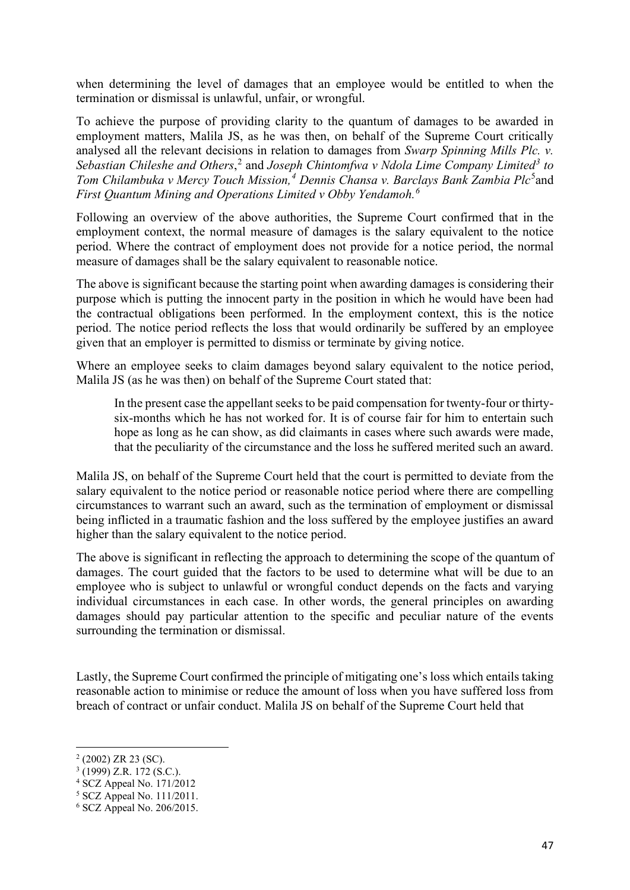when determining the level of damages that an employee would be entitled to when the termination or dismissal is unlawful, unfair, or wrongful.

To achieve the purpose of providing clarity to the quantum of damages to be awarded in employment matters, Malila JS, as he was then, on behalf of the Supreme Court critically analysed all the relevant decisions in relation to damages from *Swarp Spinning Mills Plc. v. Sebastian Chileshe and Others*,[2] and *Joseph Chintomfwa v Ndola Lime Company Limited*[3] *to Tom Chilambuka v Mercy Touch Mission,*[4] *Dennis Chansa v. Barclays Bank Zambia Plc*[5] and *First Quantum Mining and Operations Limited v Obby Yendamoh.*[6]

Following an overview of the above authorities, the Supreme Court confirmed that in the employment context, the normal measure of damages is the salary equivalent to the notice period. Where the contract of employment does not provide for a notice period, the normal measure of damages shall be the salary equivalent to reasonable notice.

The above is significant because the starting point when awarding damages is considering their purpose which is putting the innocent party in the position in which he would have been had the contractual obligations been performed. In the employment context, this is the notice period. The notice period reflects the loss that would ordinarily be suffered by an employee given that an employer is permitted to dismiss or terminate by giving notice.

Where an employee seeks to claim damages beyond salary equivalent to the notice period, Malila JS (as he was then) on behalf of the Supreme Court stated that:

> In the present case the appellant seeks to be paid compensation for twenty-four or thirty-six-months which he has not worked for. It is of course fair for him to entertain such hope as long as he can show, as did claimants in cases where such awards were made, that the peculiarity of the circumstance and the loss he suffered merited such an award.

Malila JS, on behalf of the Supreme Court held that the court is permitted to deviate from the salary equivalent to the notice period or reasonable notice period where there are compelling circumstances to warrant such an award, such as the termination of employment or dismissal being inflicted in a traumatic fashion and the loss suffered by the employee justifies an award higher than the salary equivalent to the notice period.

The above is significant in reflecting the approach to determining the scope of the quantum of damages. The court guided that the factors to be used to determine what will be due to an employee who is subject to unlawful or wrongful conduct depends on the facts and varying individual circumstances in each case. In other words, the general principles on awarding damages should pay particular attention to the specific and peculiar nature of the events surrounding the termination or dismissal.

Lastly, the Supreme Court confirmed the principle of mitigating one's loss which entails taking reasonable action to minimise or reduce the amount of loss when you have suffered loss from breach of contract or unfair conduct. Malila JS on behalf of the Supreme Court held that

---

[2] (2002) ZR 23 (SC).

[3] (1999) Z.R. 172 (S.C.).

[4] SCZ Appeal No. 171/2012

[5] SCZ Appeal No. 111/2011.

[6] SCZ Appeal No. 206/2015.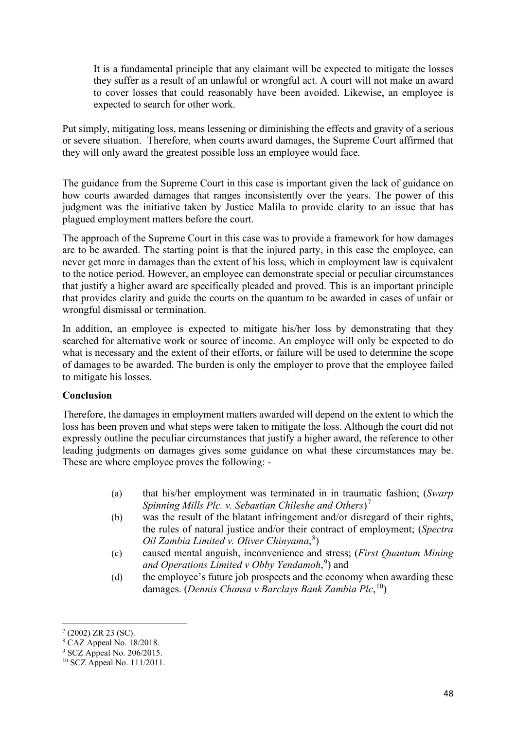> It is a fundamental principle that any claimant will be expected to mitigate the losses they suffer as a result of an unlawful or wrongful act. A court will not make an award to cover losses that could reasonably have been avoided. Likewise, an employee is expected to search for other work.

Put simply, mitigating loss, means lessening or diminishing the effects and gravity of a serious or severe situation. Therefore, when courts award damages, the Supreme Court affirmed that they will only award the greatest possible loss an employee would face.

The guidance from the Supreme Court in this case is important given the lack of guidance on how courts awarded damages that ranges inconsistently over the years. The power of this judgment was the initiative taken by Justice Malila to provide clarity to an issue that has plagued employment matters before the court.

The approach of the Supreme Court in this case was to provide a framework for how damages are to be awarded. The starting point is that the injured party, in this case the employee, can never get more in damages than the extent of his loss, which in employment law is equivalent to the notice period. However, an employee can demonstrate special or peculiar circumstances that justify a higher award are specifically pleaded and proved. This is an important principle that provides clarity and guide the courts on the quantum to be awarded in cases of unfair or wrongful dismissal or termination.

In addition, an employee is expected to mitigate his/her loss by demonstrating that they searched for alternative work or source of income. An employee will only be expected to do what is necessary and the extent of their efforts, or failure will be used to determine the scope of damages to be awarded. The burden is only the employer to prove that the employee failed to mitigate his losses.

**Conclusion**

Therefore, the damages in employment matters awarded will depend on the extent to which the loss has been proven and what steps were taken to mitigate the loss. Although the court did not expressly outline the peculiar circumstances that justify a higher award, the reference to other leading judgments on damages gives some guidance on what these circumstances may be. These are where employee proves the following: -

(a) that his/her employment was terminated in in traumatic fashion; (*Swarp Spinning Mills Plc. v. Sebastian Chileshe and Others*)[7]

(b) was the result of the blatant infringement and/or disregard of their rights, the rules of natural justice and/or their contract of employment; (*Spectra Oil Zambia Limited v. Oliver Chinyama*,[8])

(c) caused mental anguish, inconvenience and stress; (*First Quantum Mining and Operations Limited v Obby Yendamoh*,[9]) and

(d) the employee's future job prospects and the economy when awarding these damages. (*Dennis Chansa v Barclays Bank Zambia Plc*,[10])

---

[7] (2002) ZR 23 (SC).

[8] CAZ Appeal No. 18/2018.

[9] SCZ Appeal No. 206/2015.

[10] SCZ Appeal No. 111/2011.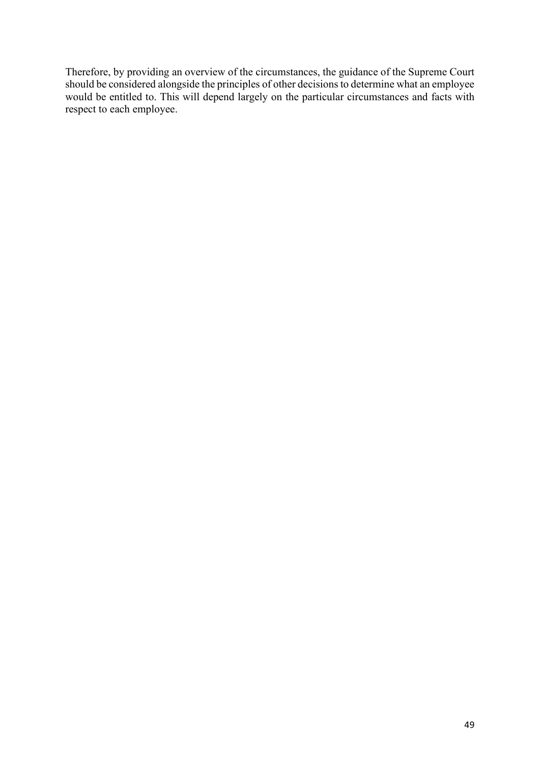Therefore, by providing an overview of the circumstances, the guidance of the Supreme Court should be considered alongside the principles of other decisions to determine what an employee would be entitled to. This will depend largely on the particular circumstances and facts with respect to each employee.